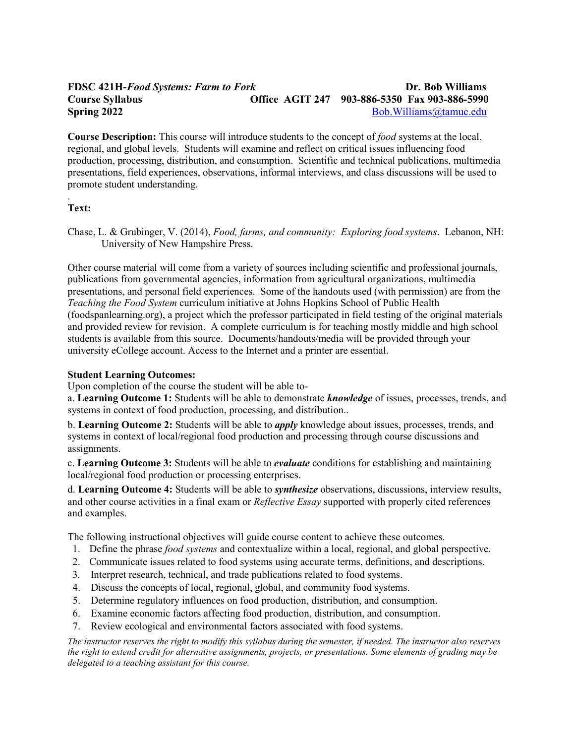**FDSC 421H-*Food Systems: Farm to Fork*** **Dr. Bob Williams**
**Course Syllabus** **Office AGIT 247 903-886-5350 Fax 903-886-5990**
**Spring 2022** Bob.Williams@tamuc.edu

**Course Description:** This course will introduce students to the concept of *food* systems at the local, regional, and global levels. Students will examine and reflect on critical issues influencing food production, processing, distribution, and consumption. Scientific and technical publications, multimedia presentations, field experiences, observations, informal interviews, and class discussions will be used to promote student understanding.

.
**Text:**

Chase, L. & Grubinger, V. (2014), *Food, farms, and community: Exploring food systems*. Lebanon, NH: University of New Hampshire Press.

Other course material will come from a variety of sources including scientific and professional journals, publications from governmental agencies, information from agricultural organizations, multimedia presentations, and personal field experiences. Some of the handouts used (with permission) are from the *Teaching the Food System* curriculum initiative at Johns Hopkins School of Public Health (foodspanlearning.org), a project which the professor participated in field testing of the original materials and provided review for revision. A complete curriculum is for teaching mostly middle and high school students is available from this source. Documents/handouts/media will be provided through your university eCollege account. Access to the Internet and a printer are essential.

**Student Learning Outcomes:**
Upon completion of the course the student will be able to-

a. **Learning Outcome 1:** Students will be able to demonstrate ***knowledge*** of issues, processes, trends, and systems in context of food production, processing, and distribution..

b. **Learning Outcome 2:** Students will be able to ***apply*** knowledge about issues, processes, trends, and systems in context of local/regional food production and processing through course discussions and assignments.

c. **Learning Outcome 3:** Students will be able to ***evaluate*** conditions for establishing and maintaining local/regional food production or processing enterprises.

d. **Learning Outcome 4:** Students will be able to ***synthesize*** observations, discussions, interview results, and other course activities in a final exam or *Reflective Essay* supported with properly cited references and examples.

The following instructional objectives will guide course content to achieve these outcomes.

1. Define the phrase *food systems* and contextualize within a local, regional, and global perspective.
2. Communicate issues related to food systems using accurate terms, definitions, and descriptions.
3. Interpret research, technical, and trade publications related to food systems.
4. Discuss the concepts of local, regional, global, and community food systems.
5. Determine regulatory influences on food production, distribution, and consumption.
6. Examine economic factors affecting food production, distribution, and consumption.
7. Review ecological and environmental factors associated with food systems.

*The instructor reserves the right to modify this syllabus during the semester, if needed. The instructor also reserves the right to extend credit for alternative assignments, projects, or presentations. Some elements of grading may be delegated to a teaching assistant for this course.*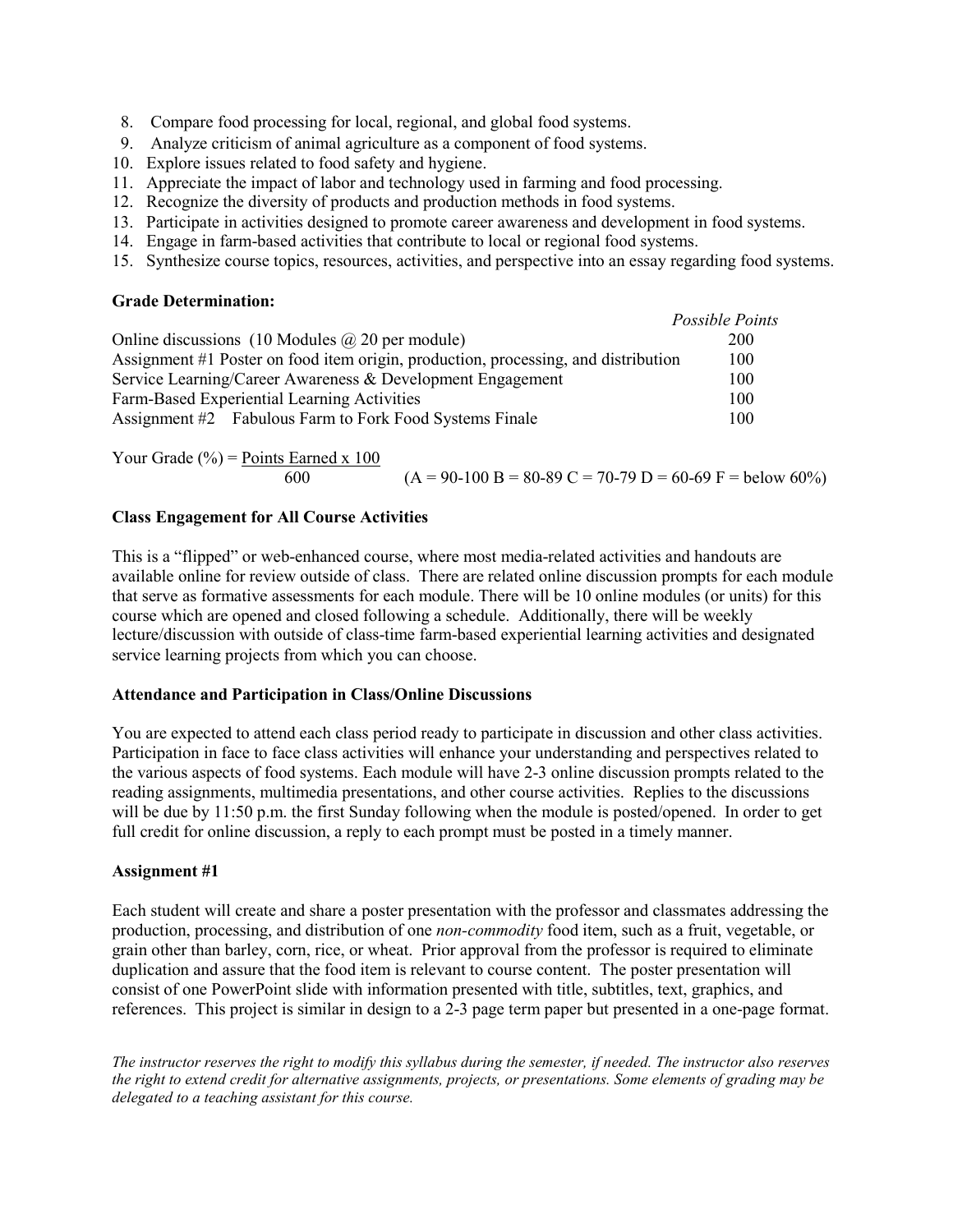8. Compare food processing for local, regional, and global food systems.
9. Analyze criticism of animal agriculture as a component of food systems.
10. Explore issues related to food safety and hygiene.
11. Appreciate the impact of labor and technology used in farming and food processing.
12. Recognize the diversity of products and production methods in food systems.
13. Participate in activities designed to promote career awareness and development in food systems.
14. Engage in farm-based activities that contribute to local or regional food systems.
15. Synthesize course topics, resources, activities, and perspective into an essay regarding food systems.

**Grade Determination:**

| | *Possible Points* |
|---|---|
| Online discussions (10 Modules @ 20 per module) | 200 |
| Assignment #1 Poster on food item origin, production, processing, and distribution | 100 |
| Service Learning/Career Awareness & Development Engagement | 100 |
| Farm-Based Experiential Learning Activities | 100 |
| Assignment #2 Fabulous Farm to Fork Food Systems Finale | 100 |

$$\text{Your Grade (\%)} = \frac{\text{Points Earned} \times 100}{600}$$

(A = 90-100 B = 80-89 C = 70-79 D = 60-69 F = below 60%)

**Class Engagement for All Course Activities**

This is a "flipped" or web-enhanced course, where most media-related activities and handouts are available online for review outside of class. There are related online discussion prompts for each module that serve as formative assessments for each module. There will be 10 online modules (or units) for this course which are opened and closed following a schedule. Additionally, there will be weekly lecture/discussion with outside of class-time farm-based experiential learning activities and designated service learning projects from which you can choose.

**Attendance and Participation in Class/Online Discussions**

You are expected to attend each class period ready to participate in discussion and other class activities. Participation in face to face class activities will enhance your understanding and perspectives related to the various aspects of food systems. Each module will have 2-3 online discussion prompts related to the reading assignments, multimedia presentations, and other course activities. Replies to the discussions will be due by 11:50 p.m. the first Sunday following when the module is posted/opened. In order to get full credit for online discussion, a reply to each prompt must be posted in a timely manner.

**Assignment #1**

Each student will create and share a poster presentation with the professor and classmates addressing the production, processing, and distribution of one *non-commodity* food item, such as a fruit, vegetable, or grain other than barley, corn, rice, or wheat. Prior approval from the professor is required to eliminate duplication and assure that the food item is relevant to course content. The poster presentation will consist of one PowerPoint slide with information presented with title, subtitles, text, graphics, and references. This project is similar in design to a 2-3 page term paper but presented in a one-page format.

*The instructor reserves the right to modify this syllabus during the semester, if needed. The instructor also reserves the right to extend credit for alternative assignments, projects, or presentations. Some elements of grading may be delegated to a teaching assistant for this course.*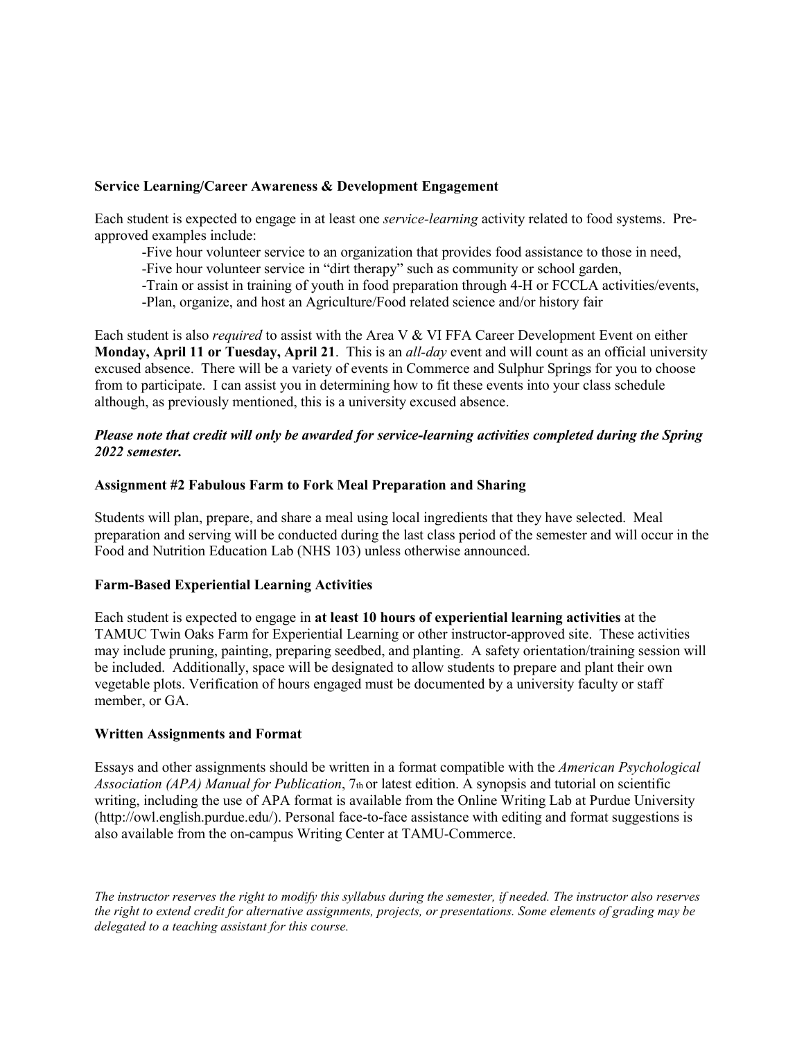**Service Learning/Career Awareness & Development Engagement**

Each student is expected to engage in at least one *service-learning* activity related to food systems. Pre-approved examples include:

- Five hour volunteer service to an organization that provides food assistance to those in need,
- Five hour volunteer service in "dirt therapy" such as community or school garden,
- Train or assist in training of youth in food preparation through 4-H or FCCLA activities/events,
- Plan, organize, and host an Agriculture/Food related science and/or history fair

Each student is also *required* to assist with the Area V & VI FFA Career Development Event on either **Monday, April 11 or Tuesday, April 21**. This is an *all-day* event and will count as an official university excused absence. There will be a variety of events in Commerce and Sulphur Springs for you to choose from to participate. I can assist you in determining how to fit these events into your class schedule although, as previously mentioned, this is a university excused absence.

***Please note that credit will only be awarded for service-learning activities completed during the Spring 2022 semester.***

**Assignment #2 Fabulous Farm to Fork Meal Preparation and Sharing**

Students will plan, prepare, and share a meal using local ingredients that they have selected. Meal preparation and serving will be conducted during the last class period of the semester and will occur in the Food and Nutrition Education Lab (NHS 103) unless otherwise announced.

**Farm-Based Experiential Learning Activities**

Each student is expected to engage in **at least 10 hours of experiential learning activities** at the TAMUC Twin Oaks Farm for Experiential Learning or other instructor-approved site. These activities may include pruning, painting, preparing seedbed, and planting. A safety orientation/training session will be included. Additionally, space will be designated to allow students to prepare and plant their own vegetable plots. Verification of hours engaged must be documented by a university faculty or staff member, or GA.

**Written Assignments and Format**

Essays and other assignments should be written in a format compatible with the *American Psychological Association (APA) Manual for Publication*, 7th or latest edition. A synopsis and tutorial on scientific writing, including the use of APA format is available from the Online Writing Lab at Purdue University (http://owl.english.purdue.edu/). Personal face-to-face assistance with editing and format suggestions is also available from the on-campus Writing Center at TAMU-Commerce.

*The instructor reserves the right to modify this syllabus during the semester, if needed. The instructor also reserves the right to extend credit for alternative assignments, projects, or presentations. Some elements of grading may be delegated to a teaching assistant for this course.*